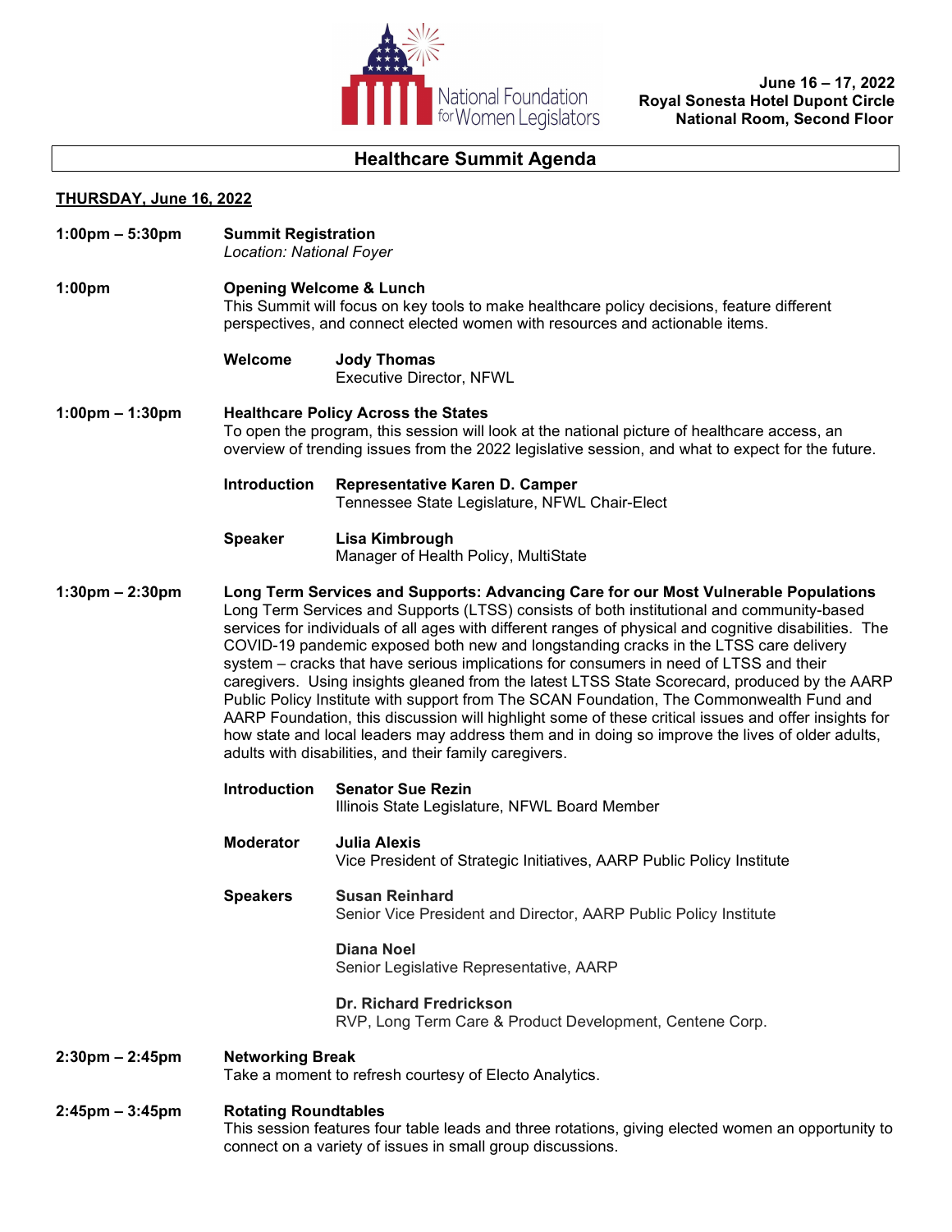National Foundation for Women Legislators

**June 16 – 17, 2022**
**Royal Sonesta Hotel Dupont Circle**
**National Room, Second Floor**

# Healthcare Summit Agenda

## THURSDAY, June 16, 2022

**1:00pm – 5:30pm** — **Summit Registration**
*Location: National Foyer*

**1:00pm** — **Opening Welcome & Lunch**
This Summit will focus on key tools to make healthcare policy decisions, feature different perspectives, and connect elected women with resources and actionable items.

**Welcome** — **Jody Thomas**
Executive Director, NFWL

**1:00pm – 1:30pm** — **Healthcare Policy Across the States**
To open the program, this session will look at the national picture of healthcare access, an overview of trending issues from the 2022 legislative session, and what to expect for the future.

**Introduction** — **Representative Karen D. Camper**
Tennessee State Legislature, NFWL Chair-Elect

**Speaker** — **Lisa Kimbrough**
Manager of Health Policy, MultiState

**1:30pm – 2:30pm** — **Long Term Services and Supports: Advancing Care for our Most Vulnerable Populations**
Long Term Services and Supports (LTSS) consists of both institutional and community-based services for individuals of all ages with different ranges of physical and cognitive disabilities. The COVID-19 pandemic exposed both new and longstanding cracks in the LTSS care delivery system – cracks that have serious implications for consumers in need of LTSS and their caregivers. Using insights gleaned from the latest LTSS State Scorecard, produced by the AARP Public Policy Institute with support from The SCAN Foundation, The Commonwealth Fund and AARP Foundation, this discussion will highlight some of these critical issues and offer insights for how state and local leaders may address them and in doing so improve the lives of older adults, adults with disabilities, and their family caregivers.

**Introduction** — **Senator Sue Rezin**
Illinois State Legislature, NFWL Board Member

**Moderator** — **Julia Alexis**
Vice President of Strategic Initiatives, AARP Public Policy Institute

**Speakers** — **Susan Reinhard**
Senior Vice President and Director, AARP Public Policy Institute

**Diana Noel**
Senior Legislative Representative, AARP

**Dr. Richard Fredrickson**
RVP, Long Term Care & Product Development, Centene Corp.

**2:30pm – 2:45pm** — **Networking Break**
Take a moment to refresh courtesy of Electo Analytics.

**2:45pm – 3:45pm** — **Rotating Roundtables**
This session features four table leads and three rotations, giving elected women an opportunity to connect on a variety of issues in small group discussions.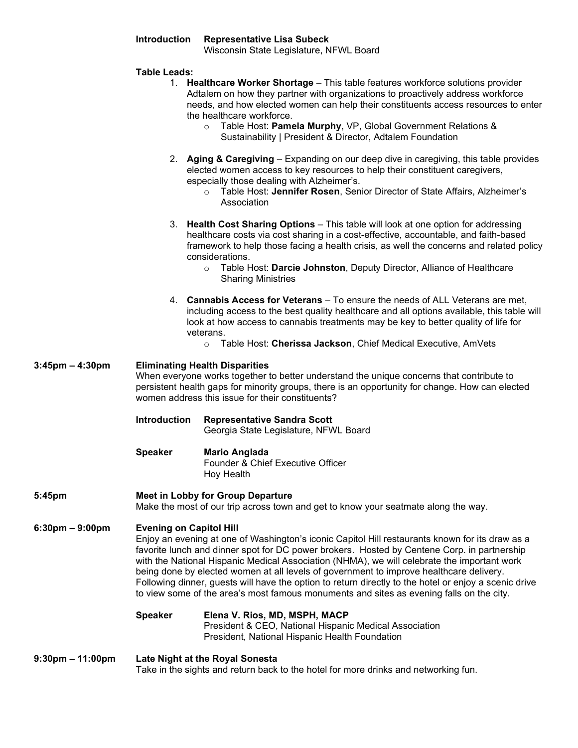**Introduction** **Representative Lisa Subeck**
Wisconsin State Legislature, NFWL Board

**Table Leads:**

1. **Healthcare Worker Shortage** – This table features workforce solutions provider Adtalem on how they partner with organizations to proactively address workforce needs, and how elected women can help their constituents access resources to enter the healthcare workforce.
   - Table Host: **Pamela Murphy**, VP, Global Government Relations & Sustainability | President & Director, Adtalem Foundation

2. **Aging & Caregiving** – Expanding on our deep dive in caregiving, this table provides elected women access to key resources to help their constituent caregivers, especially those dealing with Alzheimer's.
   - Table Host: **Jennifer Rosen**, Senior Director of State Affairs, Alzheimer's Association

3. **Health Cost Sharing Options** – This table will look at one option for addressing healthcare costs via cost sharing in a cost-effective, accountable, and faith-based framework to help those facing a health crisis, as well the concerns and related policy considerations.
   - Table Host: **Darcie Johnston**, Deputy Director, Alliance of Healthcare Sharing Ministries

4. **Cannabis Access for Veterans** – To ensure the needs of ALL Veterans are met, including access to the best quality healthcare and all options available, this table will look at how access to cannabis treatments may be key to better quality of life for veterans.
   - Table Host: **Cherissa Jackson**, Chief Medical Executive, AmVets

**3:45pm – 4:30pm** **Eliminating Health Disparities**

When everyone works together to better understand the unique concerns that contribute to persistent health gaps for minority groups, there is an opportunity for change. How can elected women address this issue for their constituents?

**Introduction** **Representative Sandra Scott**
Georgia State Legislature, NFWL Board

**Speaker** **Mario Anglada**
Founder & Chief Executive Officer
Hoy Health

**5:45pm** **Meet in Lobby for Group Departure**

Make the most of our trip across town and get to know your seatmate along the way.

**6:30pm – 9:00pm** **Evening on Capitol Hill**

Enjoy an evening at one of Washington's iconic Capitol Hill restaurants known for its draw as a favorite lunch and dinner spot for DC power brokers. Hosted by Centene Corp. in partnership with the National Hispanic Medical Association (NHMA), we will celebrate the important work being done by elected women at all levels of government to improve healthcare delivery. Following dinner, guests will have the option to return directly to the hotel or enjoy a scenic drive to view some of the area's most famous monuments and sites as evening falls on the city.

**Speaker** **Elena V. Rios, MD, MSPH, MACP**
President & CEO, National Hispanic Medical Association
President, National Hispanic Health Foundation

**9:30pm – 11:00pm** **Late Night at the Royal Sonesta**

Take in the sights and return back to the hotel for more drinks and networking fun.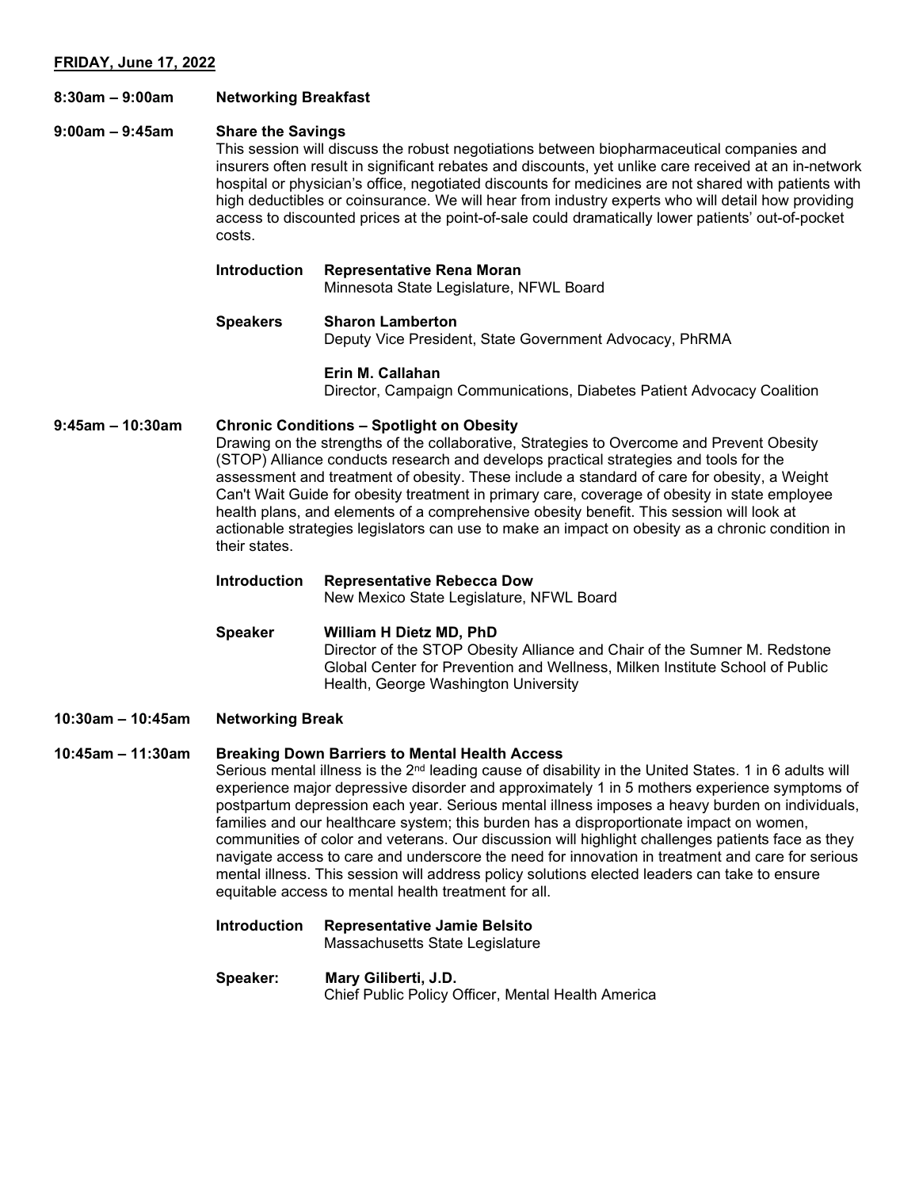**FRIDAY, June 17, 2022**

**8:30am – 9:00am** **Networking Breakfast**

**9:00am – 9:45am** **Share the Savings**

This session will discuss the robust negotiations between biopharmaceutical companies and insurers often result in significant rebates and discounts, yet unlike care received at an in-network hospital or physician's office, negotiated discounts for medicines are not shared with patients with high deductibles or coinsurance. We will hear from industry experts who will detail how providing access to discounted prices at the point-of-sale could dramatically lower patients' out-of-pocket costs.

**Introduction** **Representative Rena Moran**
Minnesota State Legislature, NFWL Board

**Speakers** **Sharon Lamberton**
Deputy Vice President, State Government Advocacy, PhRMA

**Erin M. Callahan**
Director, Campaign Communications, Diabetes Patient Advocacy Coalition

**9:45am – 10:30am** **Chronic Conditions – Spotlight on Obesity**

Drawing on the strengths of the collaborative, Strategies to Overcome and Prevent Obesity (STOP) Alliance conducts research and develops practical strategies and tools for the assessment and treatment of obesity. These include a standard of care for obesity, a Weight Can't Wait Guide for obesity treatment in primary care, coverage of obesity in state employee health plans, and elements of a comprehensive obesity benefit. This session will look at actionable strategies legislators can use to make an impact on obesity as a chronic condition in their states.

**Introduction** **Representative Rebecca Dow**
New Mexico State Legislature, NFWL Board

**Speaker** **William H Dietz MD, PhD**
Director of the STOP Obesity Alliance and Chair of the Sumner M. Redstone Global Center for Prevention and Wellness, Milken Institute School of Public Health, George Washington University

**10:30am – 10:45am** **Networking Break**

**10:45am – 11:30am** **Breaking Down Barriers to Mental Health Access**

Serious mental illness is the 2nd leading cause of disability in the United States. 1 in 6 adults will experience major depressive disorder and approximately 1 in 5 mothers experience symptoms of postpartum depression each year. Serious mental illness imposes a heavy burden on individuals, families and our healthcare system; this burden has a disproportionate impact on women, communities of color and veterans. Our discussion will highlight challenges patients face as they navigate access to care and underscore the need for innovation in treatment and care for serious mental illness. This session will address policy solutions elected leaders can take to ensure equitable access to mental health treatment for all.

**Introduction** **Representative Jamie Belsito**
Massachusetts State Legislature

**Speaker:** **Mary Giliberti, J.D.**
Chief Public Policy Officer, Mental Health America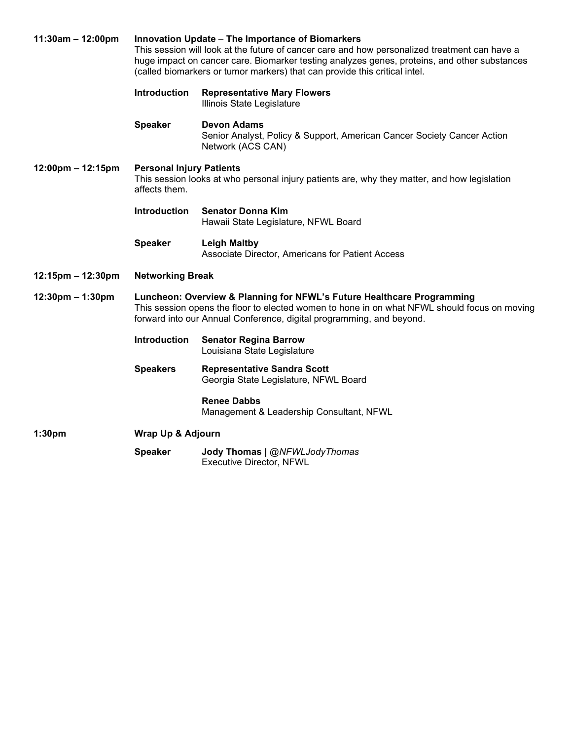**11:30am – 12:00pm** **Innovation Update – The Importance of Biomarkers**

This session will look at the future of cancer care and how personalized treatment can have a huge impact on cancer care. Biomarker testing analyzes genes, proteins, and other substances (called biomarkers or tumor markers) that can provide this critical intel.

**Introduction** **Representative Mary Flowers**
Illinois State Legislature

**Speaker** **Devon Adams**
Senior Analyst, Policy & Support, American Cancer Society Cancer Action Network (ACS CAN)

**12:00pm – 12:15pm** **Personal Injury Patients**

This session looks at who personal injury patients are, why they matter, and how legislation affects them.

**Introduction** **Senator Donna Kim**
Hawaii State Legislature, NFWL Board

**Speaker** **Leigh Maltby**
Associate Director, Americans for Patient Access

**12:15pm – 12:30pm** **Networking Break**

**12:30pm – 1:30pm** **Luncheon: Overview & Planning for NFWL's Future Healthcare Programming**

This session opens the floor to elected women to hone in on what NFWL should focus on moving forward into our Annual Conference, digital programming, and beyond.

**Introduction** **Senator Regina Barrow**
Louisiana State Legislature

**Speakers** **Representative Sandra Scott**
Georgia State Legislature, NFWL Board

**Renee Dabbs**
Management & Leadership Consultant, NFWL

**1:30pm** **Wrap Up & Adjourn**

**Speaker** **Jody Thomas |** *@NFWLJodyThomas*
Executive Director, NFWL